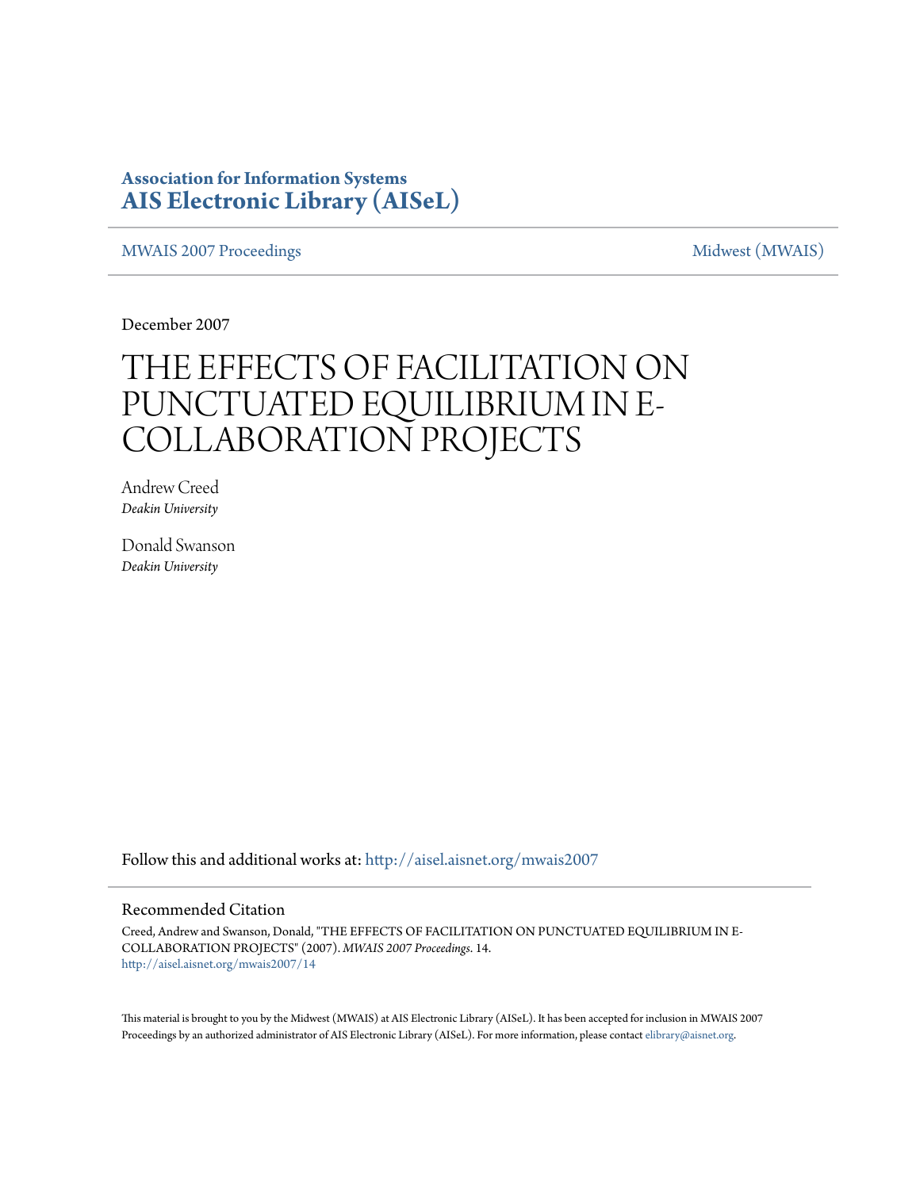**Association for Information Systems**
**AIS Electronic Library (AISeL)**

MWAIS 2007 Proceedings | Midwest (MWAIS)

December 2007

# THE EFFECTS OF FACILITATION ON PUNCTUATED EQUILIBRIUM IN E-COLLABORATION PROJECTS

Andrew Creed
*Deakin University*

Donald Swanson
*Deakin University*

Follow this and additional works at: http://aisel.aisnet.org/mwais2007

## Recommended Citation

Creed, Andrew and Swanson, Donald, "THE EFFECTS OF FACILITATION ON PUNCTUATED EQUILIBRIUM IN E-COLLABORATION PROJECTS" (2007). *MWAIS 2007 Proceedings*. 14.
http://aisel.aisnet.org/mwais2007/14

This material is brought to you by the Midwest (MWAIS) at AIS Electronic Library (AISeL). It has been accepted for inclusion in MWAIS 2007 Proceedings by an authorized administrator of AIS Electronic Library (AISeL). For more information, please contact elibrary@aisnet.org.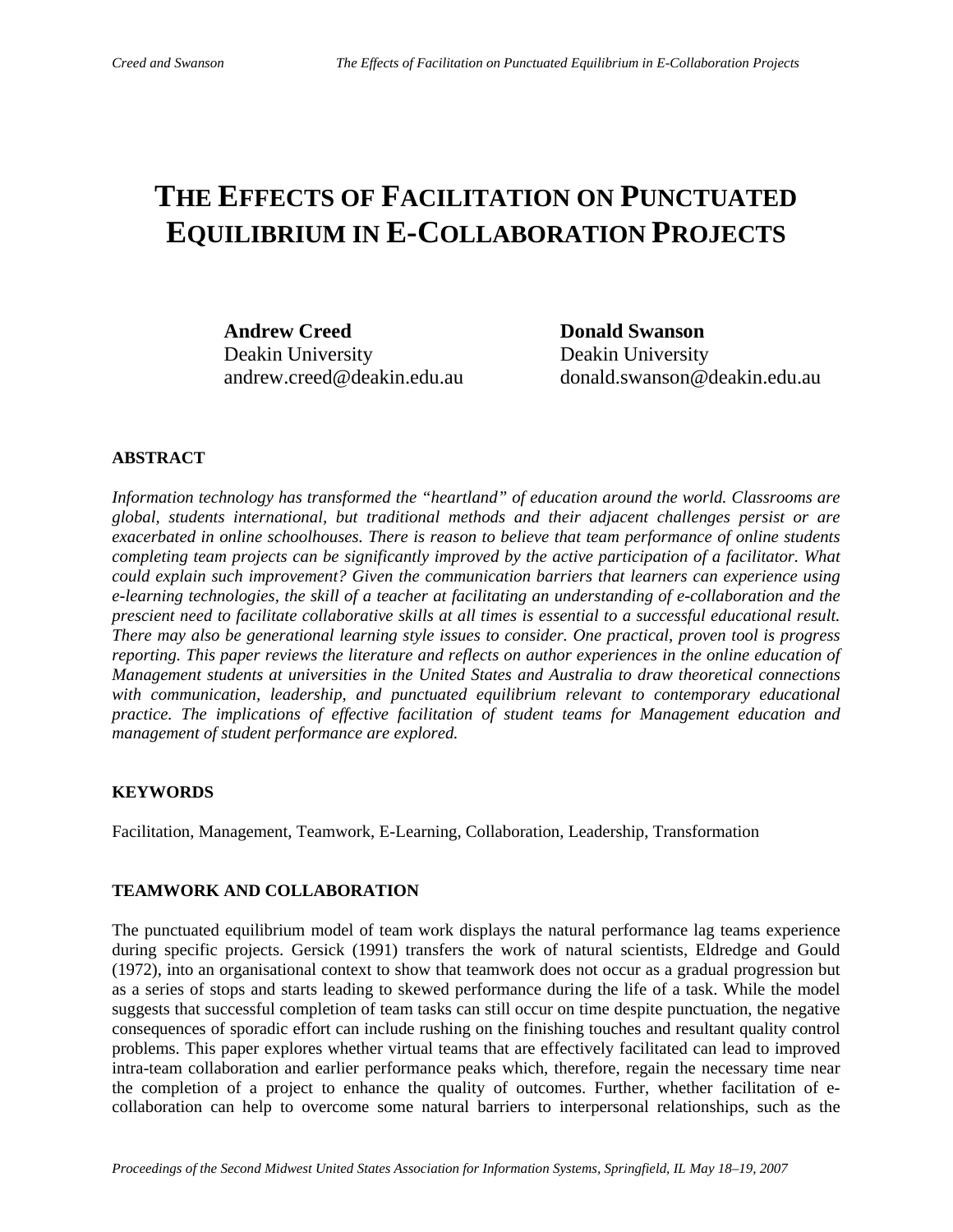# THE EFFECTS OF FACILITATION ON PUNCTUATED EQUILIBRIUM IN E-COLLABORATION PROJECTS

**Andrew Creed**
Deakin University
andrew.creed@deakin.edu.au

**Donald Swanson**
Deakin University
donald.swanson@deakin.edu.au

## ABSTRACT

*Information technology has transformed the "heartland" of education around the world. Classrooms are global, students international, but traditional methods and their adjacent challenges persist or are exacerbated in online schoolhouses. There is reason to believe that team performance of online students completing team projects can be significantly improved by the active participation of a facilitator. What could explain such improvement? Given the communication barriers that learners can experience using e-learning technologies, the skill of a teacher at facilitating an understanding of e-collaboration and the prescient need to facilitate collaborative skills at all times is essential to a successful educational result. There may also be generational learning style issues to consider. One practical, proven tool is progress reporting. This paper reviews the literature and reflects on author experiences in the online education of Management students at universities in the United States and Australia to draw theoretical connections with communication, leadership, and punctuated equilibrium relevant to contemporary educational practice. The implications of effective facilitation of student teams for Management education and management of student performance are explored.*

## KEYWORDS

Facilitation, Management, Teamwork, E-Learning, Collaboration, Leadership, Transformation

## TEAMWORK AND COLLABORATION

The punctuated equilibrium model of team work displays the natural performance lag teams experience during specific projects. Gersick (1991) transfers the work of natural scientists, Eldredge and Gould (1972), into an organisational context to show that teamwork does not occur as a gradual progression but as a series of stops and starts leading to skewed performance during the life of a task. While the model suggests that successful completion of team tasks can still occur on time despite punctuation, the negative consequences of sporadic effort can include rushing on the finishing touches and resultant quality control problems. This paper explores whether virtual teams that are effectively facilitated can lead to improved intra-team collaboration and earlier performance peaks which, therefore, regain the necessary time near the completion of a project to enhance the quality of outcomes. Further, whether facilitation of e-collaboration can help to overcome some natural barriers to interpersonal relationships, such as the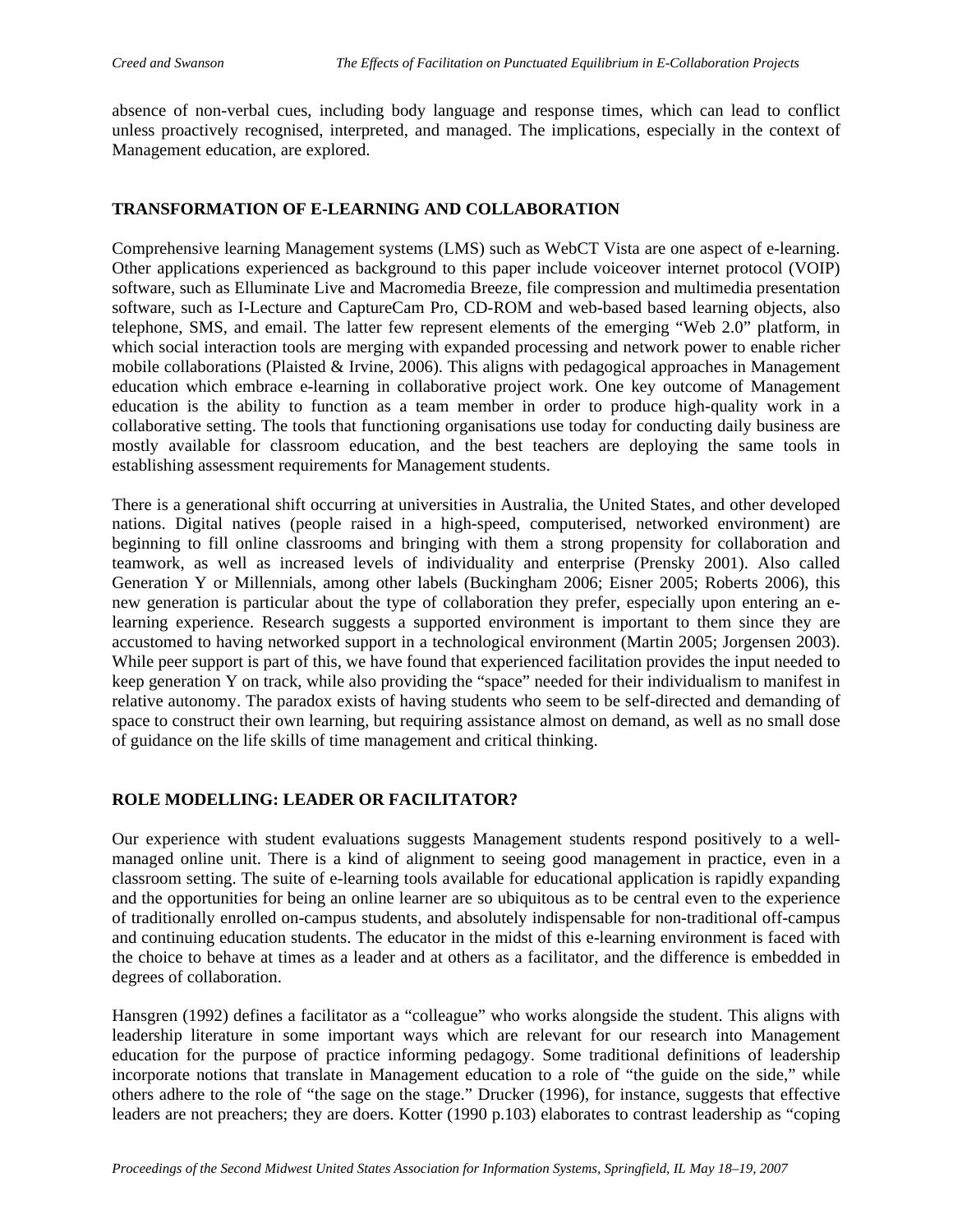absence of non-verbal cues, including body language and response times, which can lead to conflict unless proactively recognised, interpreted, and managed. The implications, especially in the context of Management education, are explored.

## TRANSFORMATION OF E-LEARNING AND COLLABORATION

Comprehensive learning Management systems (LMS) such as WebCT Vista are one aspect of e-learning. Other applications experienced as background to this paper include voiceover internet protocol (VOIP) software, such as Elluminate Live and Macromedia Breeze, file compression and multimedia presentation software, such as I-Lecture and CaptureCam Pro, CD-ROM and web-based based learning objects, also telephone, SMS, and email. The latter few represent elements of the emerging "Web 2.0" platform, in which social interaction tools are merging with expanded processing and network power to enable richer mobile collaborations (Plaisted & Irvine, 2006). This aligns with pedagogical approaches in Management education which embrace e-learning in collaborative project work. One key outcome of Management education is the ability to function as a team member in order to produce high-quality work in a collaborative setting. The tools that functioning organisations use today for conducting daily business are mostly available for classroom education, and the best teachers are deploying the same tools in establishing assessment requirements for Management students.

There is a generational shift occurring at universities in Australia, the United States, and other developed nations. Digital natives (people raised in a high-speed, computerised, networked environment) are beginning to fill online classrooms and bringing with them a strong propensity for collaboration and teamwork, as well as increased levels of individuality and enterprise (Prensky 2001). Also called Generation Y or Millennials, among other labels (Buckingham 2006; Eisner 2005; Roberts 2006), this new generation is particular about the type of collaboration they prefer, especially upon entering an e-learning experience. Research suggests a supported environment is important to them since they are accustomed to having networked support in a technological environment (Martin 2005; Jorgensen 2003). While peer support is part of this, we have found that experienced facilitation provides the input needed to keep generation Y on track, while also providing the "space" needed for their individualism to manifest in relative autonomy. The paradox exists of having students who seem to be self-directed and demanding of space to construct their own learning, but requiring assistance almost on demand, as well as no small dose of guidance on the life skills of time management and critical thinking.

## ROLE MODELLING: LEADER OR FACILITATOR?

Our experience with student evaluations suggests Management students respond positively to a well-managed online unit. There is a kind of alignment to seeing good management in practice, even in a classroom setting. The suite of e-learning tools available for educational application is rapidly expanding and the opportunities for being an online learner are so ubiquitous as to be central even to the experience of traditionally enrolled on-campus students, and absolutely indispensable for non-traditional off-campus and continuing education students. The educator in the midst of this e-learning environment is faced with the choice to behave at times as a leader and at others as a facilitator, and the difference is embedded in degrees of collaboration.

Hansgren (1992) defines a facilitator as a "colleague" who works alongside the student. This aligns with leadership literature in some important ways which are relevant for our research into Management education for the purpose of practice informing pedagogy. Some traditional definitions of leadership incorporate notions that translate in Management education to a role of "the guide on the side," while others adhere to the role of "the sage on the stage." Drucker (1996), for instance, suggests that effective leaders are not preachers; they are doers. Kotter (1990 p.103) elaborates to contrast leadership as "coping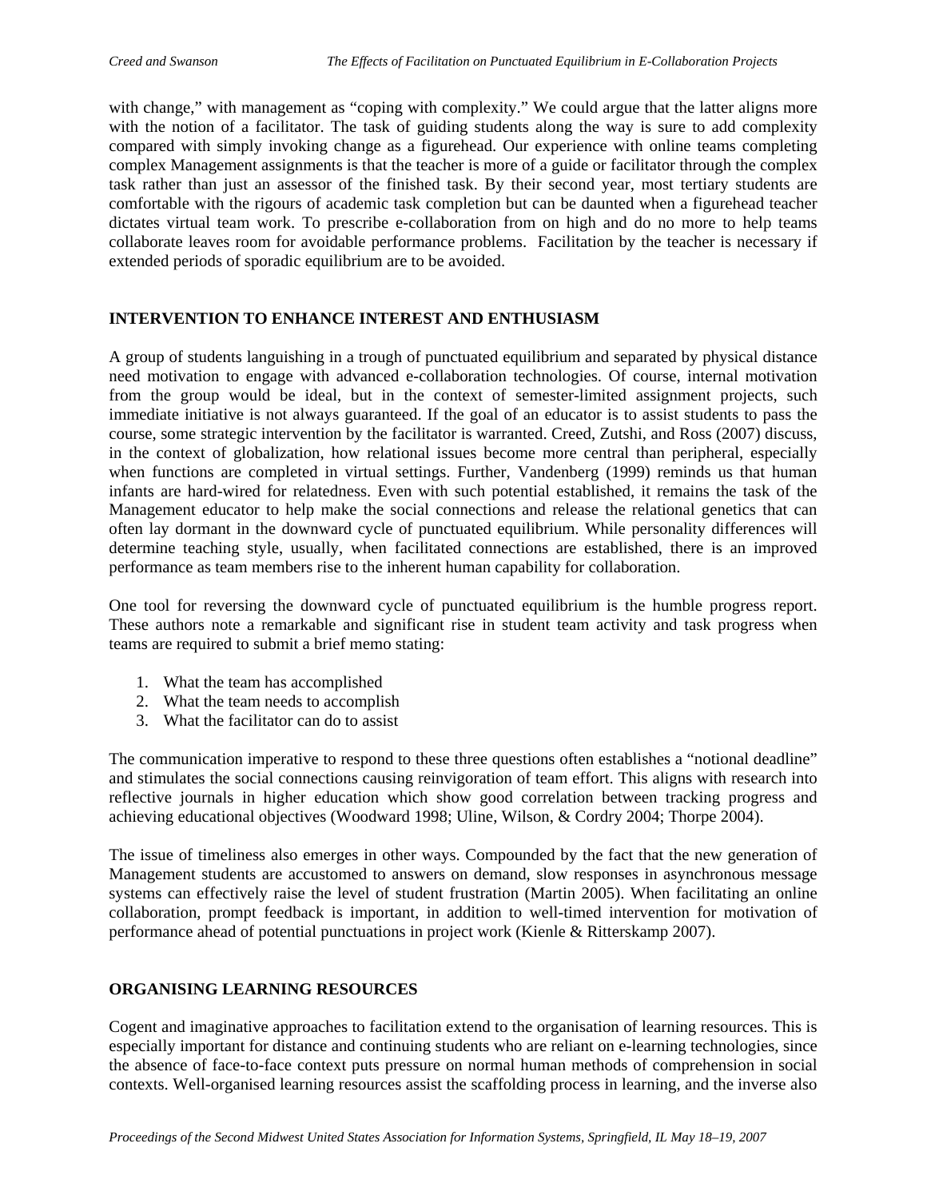with change," with management as "coping with complexity." We could argue that the latter aligns more with the notion of a facilitator. The task of guiding students along the way is sure to add complexity compared with simply invoking change as a figurehead. Our experience with online teams completing complex Management assignments is that the teacher is more of a guide or facilitator through the complex task rather than just an assessor of the finished task. By their second year, most tertiary students are comfortable with the rigours of academic task completion but can be daunted when a figurehead teacher dictates virtual team work. To prescribe e-collaboration from on high and do no more to help teams collaborate leaves room for avoidable performance problems. Facilitation by the teacher is necessary if extended periods of sporadic equilibrium are to be avoided.

## INTERVENTION TO ENHANCE INTEREST AND ENTHUSIASM

A group of students languishing in a trough of punctuated equilibrium and separated by physical distance need motivation to engage with advanced e-collaboration technologies. Of course, internal motivation from the group would be ideal, but in the context of semester-limited assignment projects, such immediate initiative is not always guaranteed. If the goal of an educator is to assist students to pass the course, some strategic intervention by the facilitator is warranted. Creed, Zutshi, and Ross (2007) discuss, in the context of globalization, how relational issues become more central than peripheral, especially when functions are completed in virtual settings. Further, Vandenberg (1999) reminds us that human infants are hard-wired for relatedness. Even with such potential established, it remains the task of the Management educator to help make the social connections and release the relational genetics that can often lay dormant in the downward cycle of punctuated equilibrium. While personality differences will determine teaching style, usually, when facilitated connections are established, there is an improved performance as team members rise to the inherent human capability for collaboration.

One tool for reversing the downward cycle of punctuated equilibrium is the humble progress report. These authors note a remarkable and significant rise in student team activity and task progress when teams are required to submit a brief memo stating:

1. What the team has accomplished
2. What the team needs to accomplish
3. What the facilitator can do to assist

The communication imperative to respond to these three questions often establishes a "notional deadline" and stimulates the social connections causing reinvigoration of team effort. This aligns with research into reflective journals in higher education which show good correlation between tracking progress and achieving educational objectives (Woodward 1998; Uline, Wilson, & Cordry 2004; Thorpe 2004).

The issue of timeliness also emerges in other ways. Compounded by the fact that the new generation of Management students are accustomed to answers on demand, slow responses in asynchronous message systems can effectively raise the level of student frustration (Martin 2005). When facilitating an online collaboration, prompt feedback is important, in addition to well-timed intervention for motivation of performance ahead of potential punctuations in project work (Kienle & Ritterskamp 2007).

## ORGANISING LEARNING RESOURCES

Cogent and imaginative approaches to facilitation extend to the organisation of learning resources. This is especially important for distance and continuing students who are reliant on e-learning technologies, since the absence of face-to-face context puts pressure on normal human methods of comprehension in social contexts. Well-organised learning resources assist the scaffolding process in learning, and the inverse also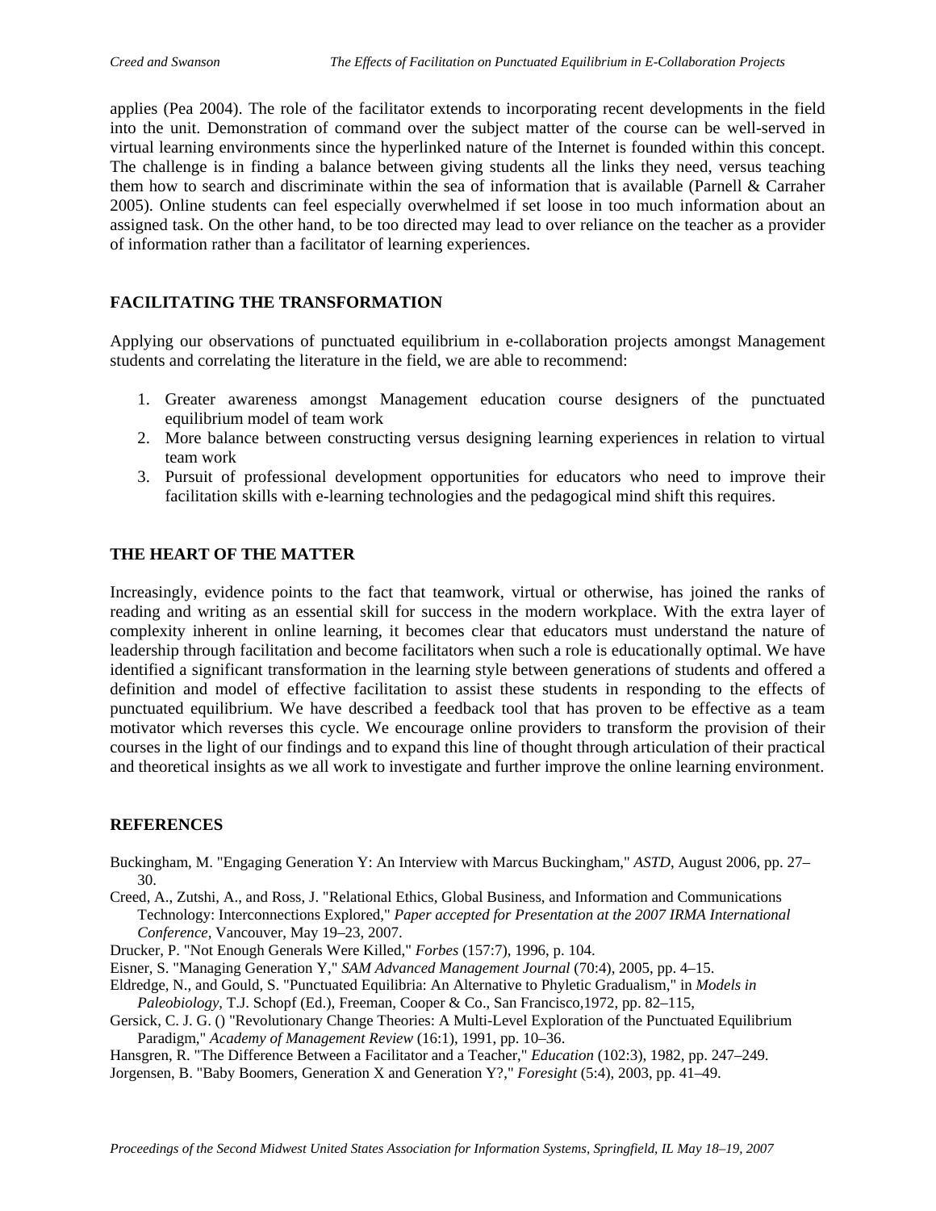applies (Pea 2004). The role of the facilitator extends to incorporating recent developments in the field into the unit. Demonstration of command over the subject matter of the course can be well-served in virtual learning environments since the hyperlinked nature of the Internet is founded within this concept. The challenge is in finding a balance between giving students all the links they need, versus teaching them how to search and discriminate within the sea of information that is available (Parnell & Carraher 2005). Online students can feel especially overwhelmed if set loose in too much information about an assigned task. On the other hand, to be too directed may lead to over reliance on the teacher as a provider of information rather than a facilitator of learning experiences.

## FACILITATING THE TRANSFORMATION

Applying our observations of punctuated equilibrium in e-collaboration projects amongst Management students and correlating the literature in the field, we are able to recommend:

1. Greater awareness amongst Management education course designers of the punctuated equilibrium model of team work
2. More balance between constructing versus designing learning experiences in relation to virtual team work
3. Pursuit of professional development opportunities for educators who need to improve their facilitation skills with e-learning technologies and the pedagogical mind shift this requires.

## THE HEART OF THE MATTER

Increasingly, evidence points to the fact that teamwork, virtual or otherwise, has joined the ranks of reading and writing as an essential skill for success in the modern workplace. With the extra layer of complexity inherent in online learning, it becomes clear that educators must understand the nature of leadership through facilitation and become facilitators when such a role is educationally optimal. We have identified a significant transformation in the learning style between generations of students and offered a definition and model of effective facilitation to assist these students in responding to the effects of punctuated equilibrium. We have described a feedback tool that has proven to be effective as a team motivator which reverses this cycle. We encourage online providers to transform the provision of their courses in the light of our findings and to expand this line of thought through articulation of their practical and theoretical insights as we all work to investigate and further improve the online learning environment.

## REFERENCES

Buckingham, M. "Engaging Generation Y: An Interview with Marcus Buckingham," *ASTD*, August 2006, pp. 27–30.

Creed, A., Zutshi, A., and Ross, J. "Relational Ethics, Global Business, and Information and Communications Technology: Interconnections Explored," *Paper accepted for Presentation at the 2007 IRMA International Conference*, Vancouver, May 19–23, 2007.

Drucker, P. "Not Enough Generals Were Killed," *Forbes* (157:7), 1996, p. 104.

Eisner, S. "Managing Generation Y," *SAM Advanced Management Journal* (70:4), 2005, pp. 4–15.

Eldredge, N., and Gould, S. "Punctuated Equilibria: An Alternative to Phyletic Gradualism," in *Models in Paleobiology*, T.J. Schopf (Ed.), Freeman, Cooper & Co., San Francisco,1972, pp. 82–115,

Gersick, C. J. G. () "Revolutionary Change Theories: A Multi-Level Exploration of the Punctuated Equilibrium Paradigm," *Academy of Management Review* (16:1), 1991, pp. 10–36.

Hansgren, R. "The Difference Between a Facilitator and a Teacher," *Education* (102:3), 1982, pp. 247–249.

Jorgensen, B. "Baby Boomers, Generation X and Generation Y?," *Foresight* (5:4), 2003, pp. 41–49.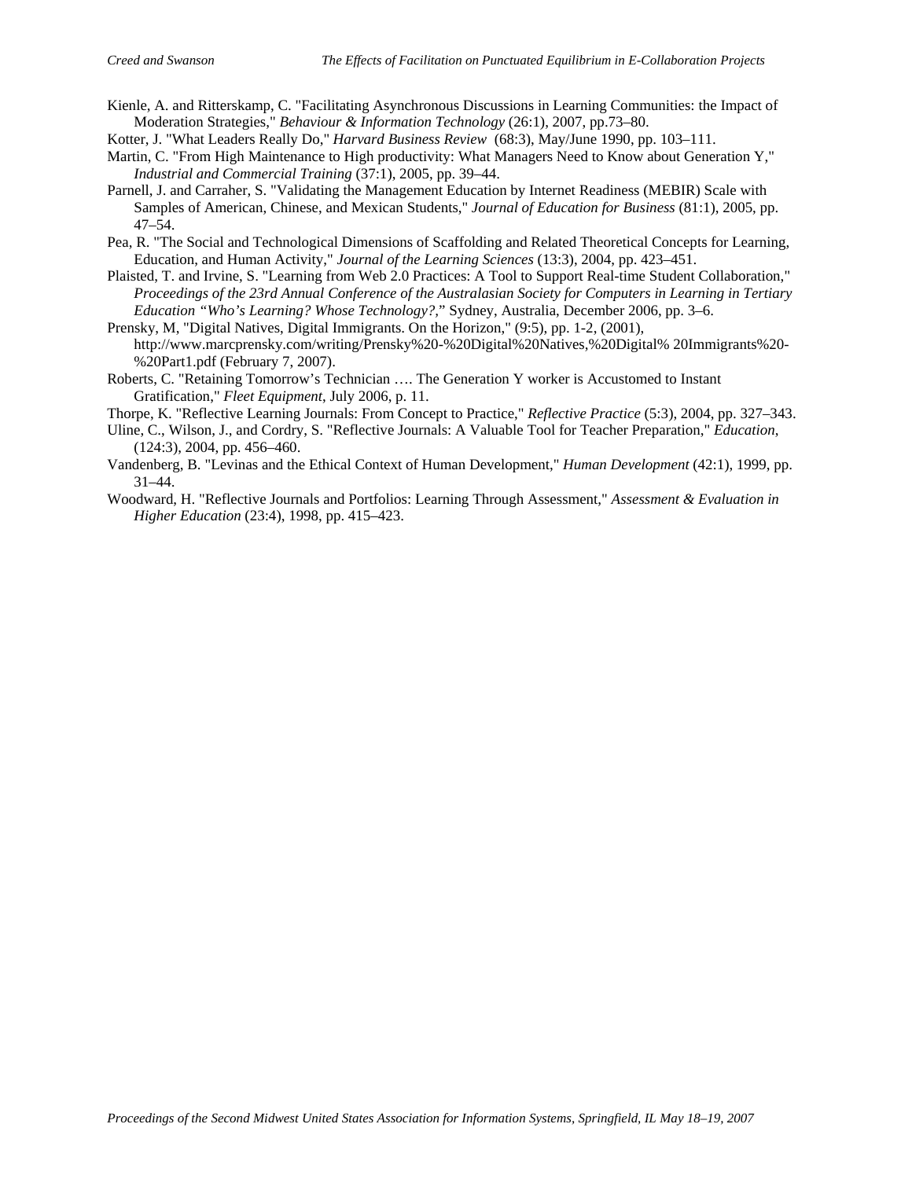Kienle, A. and Ritterskamp, C. "Facilitating Asynchronous Discussions in Learning Communities: the Impact of Moderation Strategies," *Behaviour & Information Technology* (26:1), 2007, pp.73–80.

Kotter, J. "What Leaders Really Do," *Harvard Business Review* (68:3), May/June 1990, pp. 103–111.

Martin, C. "From High Maintenance to High productivity: What Managers Need to Know about Generation Y," *Industrial and Commercial Training* (37:1), 2005, pp. 39–44.

Parnell, J. and Carraher, S. "Validating the Management Education by Internet Readiness (MEBIR) Scale with Samples of American, Chinese, and Mexican Students," *Journal of Education for Business* (81:1), 2005, pp. 47–54.

Pea, R. "The Social and Technological Dimensions of Scaffolding and Related Theoretical Concepts for Learning, Education, and Human Activity," *Journal of the Learning Sciences* (13:3), 2004, pp. 423–451.

Plaisted, T. and Irvine, S. "Learning from Web 2.0 Practices: A Tool to Support Real-time Student Collaboration," *Proceedings of the 23rd Annual Conference of the Australasian Society for Computers in Learning in Tertiary Education "Who's Learning? Whose Technology?,"* Sydney, Australia, December 2006, pp. 3–6.

Prensky, M, "Digital Natives, Digital Immigrants. On the Horizon," (9:5), pp. 1-2, (2001), http://www.marcprensky.com/writing/Prensky%20-%20Digital%20Natives,%20Digital% 20Immigrants%20-%20Part1.pdf (February 7, 2007).

Roberts, C. "Retaining Tomorrow's Technician …. The Generation Y worker is Accustomed to Instant Gratification," *Fleet Equipment*, July 2006, p. 11.

Thorpe, K. "Reflective Learning Journals: From Concept to Practice," *Reflective Practice* (5:3), 2004, pp. 327–343.

Uline, C., Wilson, J., and Cordry, S. "Reflective Journals: A Valuable Tool for Teacher Preparation," *Education*, (124:3), 2004, pp. 456–460.

Vandenberg, B. "Levinas and the Ethical Context of Human Development," *Human Development* (42:1), 1999, pp. 31–44.

Woodward, H. "Reflective Journals and Portfolios: Learning Through Assessment," *Assessment & Evaluation in Higher Education* (23:4), 1998, pp. 415–423.